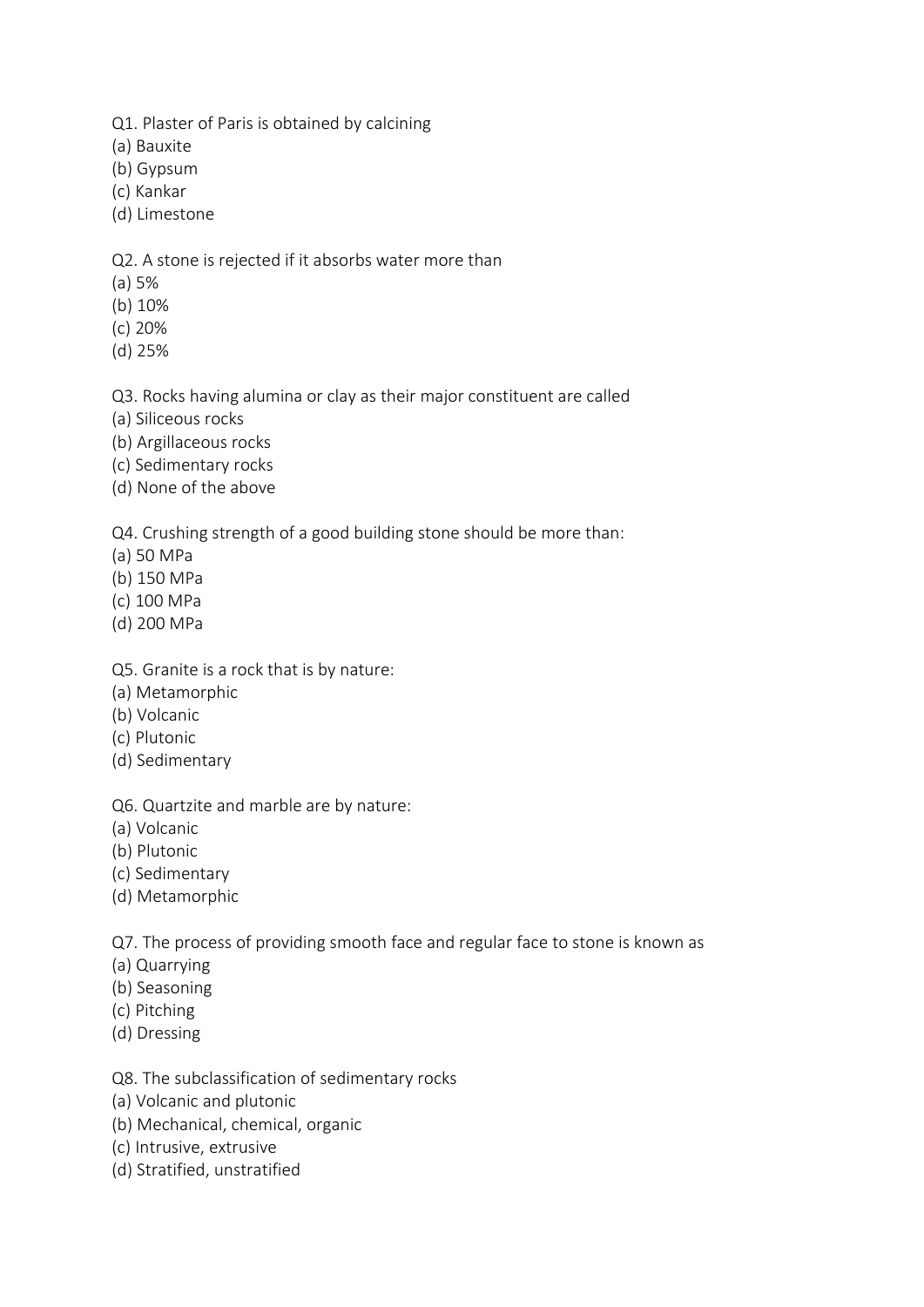Q1. Plaster of Paris is obtained by calcining
(a) Bauxite
(b) Gypsum
(c) Kankar
(d) Limestone

Q2. A stone is rejected if it absorbs water more than
(a) 5%
(b) 10%
(c) 20%
(d) 25%

Q3. Rocks having alumina or clay as their major constituent are called
(a) Siliceous rocks
(b) Argillaceous rocks
(c) Sedimentary rocks
(d) None of the above

Q4. Crushing strength of a good building stone should be more than:
(a) 50 MPa
(b) 150 MPa
(c) 100 MPa
(d) 200 MPa

Q5. Granite is a rock that is by nature:
(a) Metamorphic
(b) Volcanic
(c) Plutonic
(d) Sedimentary

Q6. Quartzite and marble are by nature:
(a) Volcanic
(b) Plutonic
(c) Sedimentary
(d) Metamorphic

Q7. The process of providing smooth face and regular face to stone is known as
(a) Quarrying
(b) Seasoning
(c) Pitching
(d) Dressing

Q8. The subclassification of sedimentary rocks
(a) Volcanic and plutonic
(b) Mechanical, chemical, organic
(c) Intrusive, extrusive
(d) Stratified, unstratified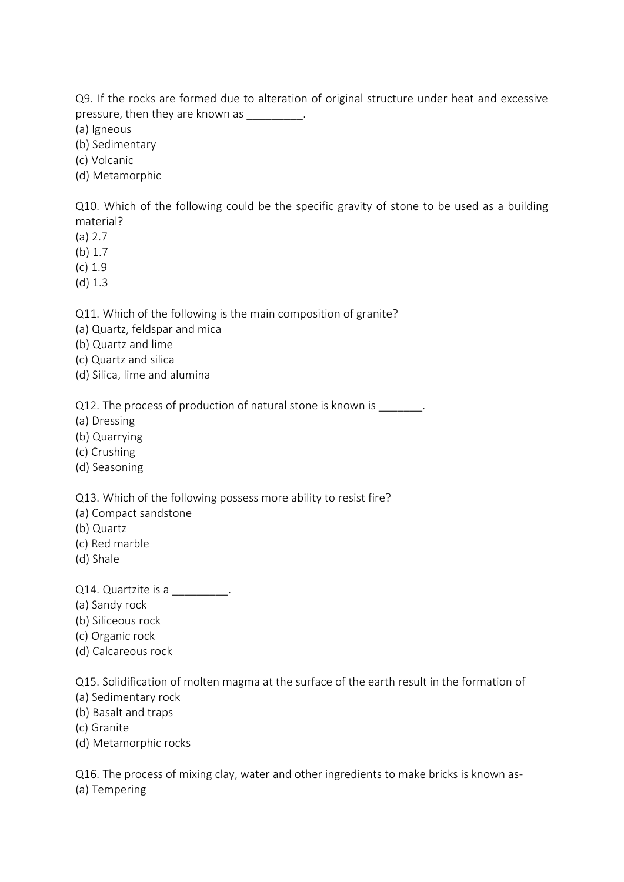Q9. If the rocks are formed due to alteration of original structure under heat and excessive pressure, then they are known as _________.

(a) Igneous
(b) Sedimentary
(c) Volcanic
(d) Metamorphic

Q10. Which of the following could be the specific gravity of stone to be used as a building material?

(a) 2.7
(b) 1.7
(c) 1.9
(d) 1.3

Q11. Which of the following is the main composition of granite?

(a) Quartz, feldspar and mica
(b) Quartz and lime
(c) Quartz and silica
(d) Silica, lime and alumina

Q12. The process of production of natural stone is known is _______.

(a) Dressing
(b) Quarrying
(c) Crushing
(d) Seasoning

Q13. Which of the following possess more ability to resist fire?

(a) Compact sandstone
(b) Quartz
(c) Red marble
(d) Shale

Q14. Quartzite is a _________.

(a) Sandy rock
(b) Siliceous rock
(c) Organic rock
(d) Calcareous rock

Q15. Solidification of molten magma at the surface of the earth result in the formation of

(a) Sedimentary rock
(b) Basalt and traps
(c) Granite
(d) Metamorphic rocks

Q16. The process of mixing clay, water and other ingredients to make bricks is known as-

(a) Tempering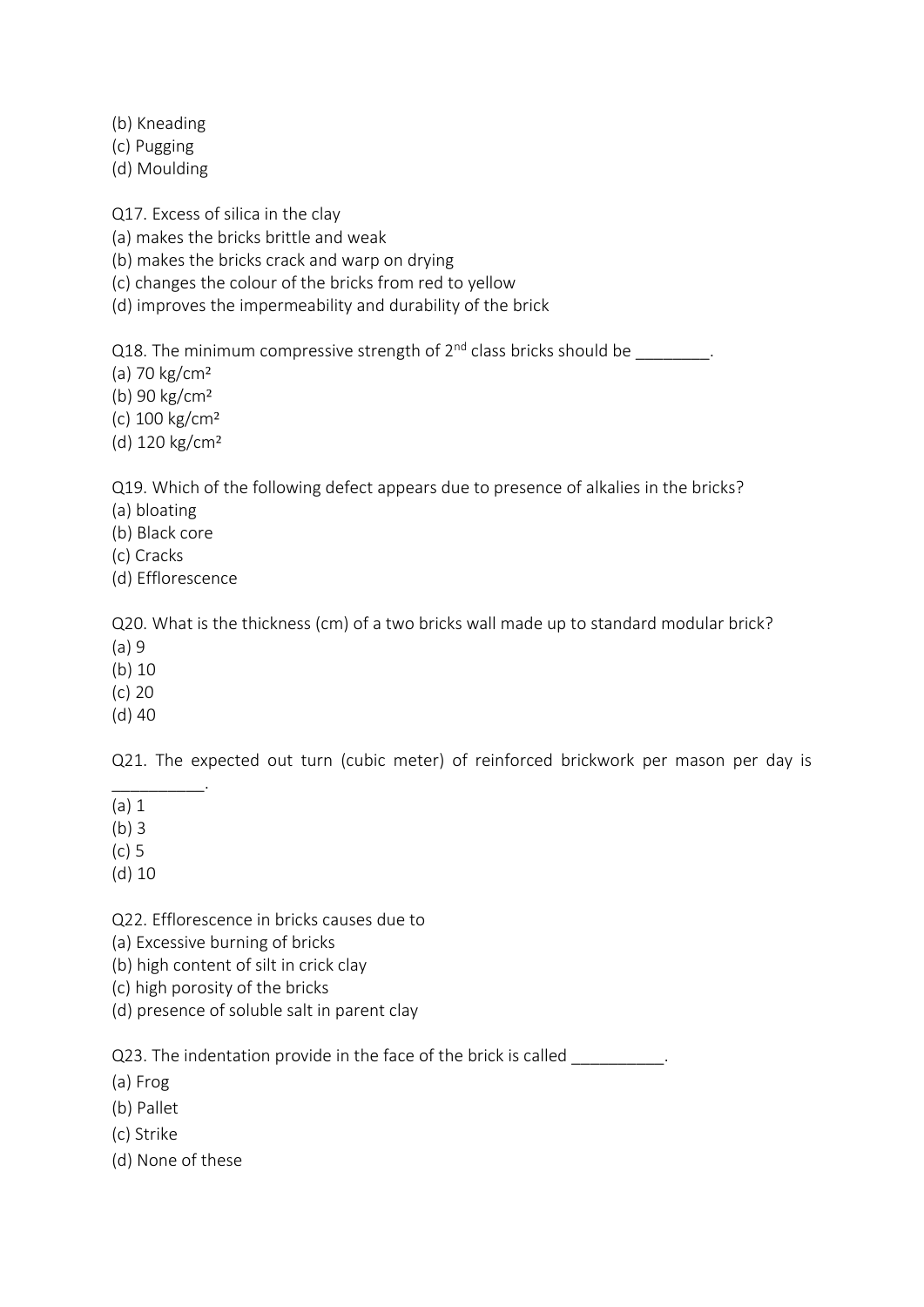(b) Kneading
(c) Pugging
(d) Moulding

Q17. Excess of silica in the clay
(a) makes the bricks brittle and weak
(b) makes the bricks crack and warp on drying
(c) changes the colour of the bricks from red to yellow
(d) improves the impermeability and durability of the brick

Q18. The minimum compressive strength of 2nd class bricks should be ________.
(a) 70 kg/cm²
(b) 90 kg/cm²
(c) 100 kg/cm²
(d) 120 kg/cm²

Q19. Which of the following defect appears due to presence of alkalies in the bricks?
(a) bloating
(b) Black core
(c) Cracks
(d) Efflorescence

Q20. What is the thickness (cm) of a two bricks wall made up to standard modular brick?
(a) 9
(b) 10
(c) 20
(d) 40

Q21. The expected out turn (cubic meter) of reinforced brickwork per mason per day is __________.
(a) 1
(b) 3
(c) 5
(d) 10

Q22. Efflorescence in bricks causes due to
(a) Excessive burning of bricks
(b) high content of silt in crick clay
(c) high porosity of the bricks
(d) presence of soluble salt in parent clay

Q23. The indentation provide in the face of the brick is called __________.
(a) Frog
(b) Pallet
(c) Strike
(d) None of these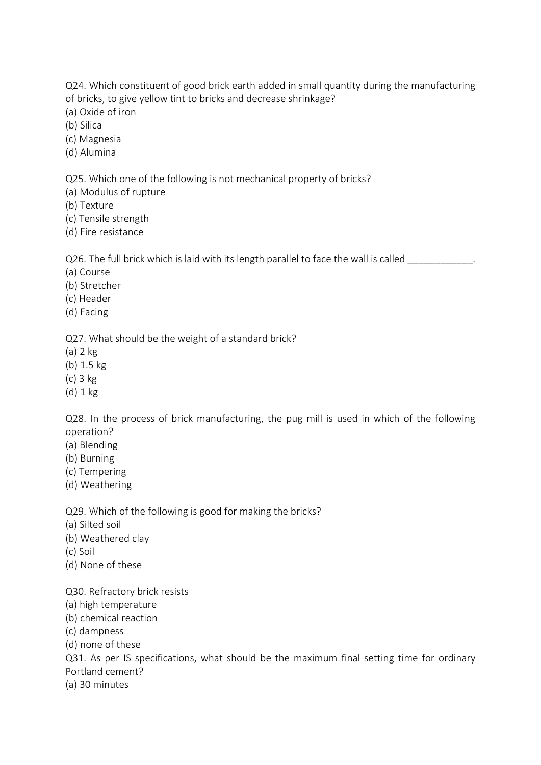Q24. Which constituent of good brick earth added in small quantity during the manufacturing of bricks, to give yellow tint to bricks and decrease shrinkage?
(a) Oxide of iron
(b) Silica
(c) Magnesia
(d) Alumina

Q25. Which one of the following is not mechanical property of bricks?
(a) Modulus of rupture
(b) Texture
(c) Tensile strength
(d) Fire resistance

Q26. The full brick which is laid with its length parallel to face the wall is called ____________.
(a) Course
(b) Stretcher
(c) Header
(d) Facing

Q27. What should be the weight of a standard brick?
(a) 2 kg
(b) 1.5 kg
(c) 3 kg
(d) 1 kg

Q28. In the process of brick manufacturing, the pug mill is used in which of the following operation?
(a) Blending
(b) Burning
(c) Tempering
(d) Weathering

Q29. Which of the following is good for making the bricks?
(a) Silted soil
(b) Weathered clay
(c) Soil
(d) None of these

Q30. Refractory brick resists
(a) high temperature
(b) chemical reaction
(c) dampness
(d) none of these

Q31. As per IS specifications, what should be the maximum final setting time for ordinary Portland cement?
(a) 30 minutes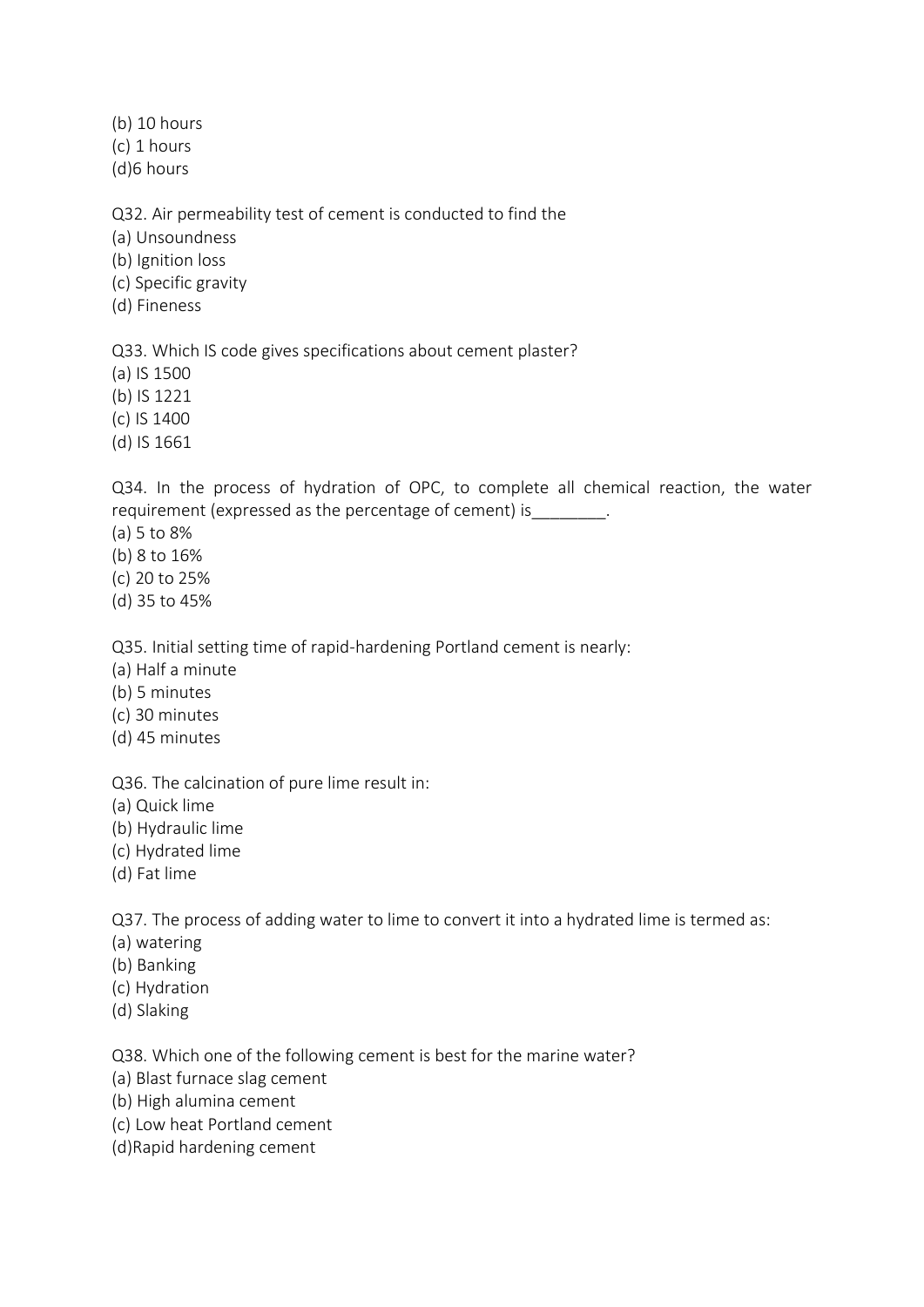(b) 10 hours
(c) 1 hours
(d)6 hours

Q32. Air permeability test of cement is conducted to find the
(a) Unsoundness
(b) Ignition loss
(c) Specific gravity
(d) Fineness

Q33. Which IS code gives specifications about cement plaster?
(a) IS 1500
(b) IS 1221
(c) IS 1400
(d) IS 1661

Q34. In the process of hydration of OPC, to complete all chemical reaction, the water requirement (expressed as the percentage of cement) is________.
(a) 5 to 8%
(b) 8 to 16%
(c) 20 to 25%
(d) 35 to 45%

Q35. Initial setting time of rapid-hardening Portland cement is nearly:
(a) Half a minute
(b) 5 minutes
(c) 30 minutes
(d) 45 minutes

Q36. The calcination of pure lime result in:
(a) Quick lime
(b) Hydraulic lime
(c) Hydrated lime
(d) Fat lime

Q37. The process of adding water to lime to convert it into a hydrated lime is termed as:
(a) watering
(b) Banking
(c) Hydration
(d) Slaking

Q38. Which one of the following cement is best for the marine water?
(a) Blast furnace slag cement
(b) High alumina cement
(c) Low heat Portland cement
(d)Rapid hardening cement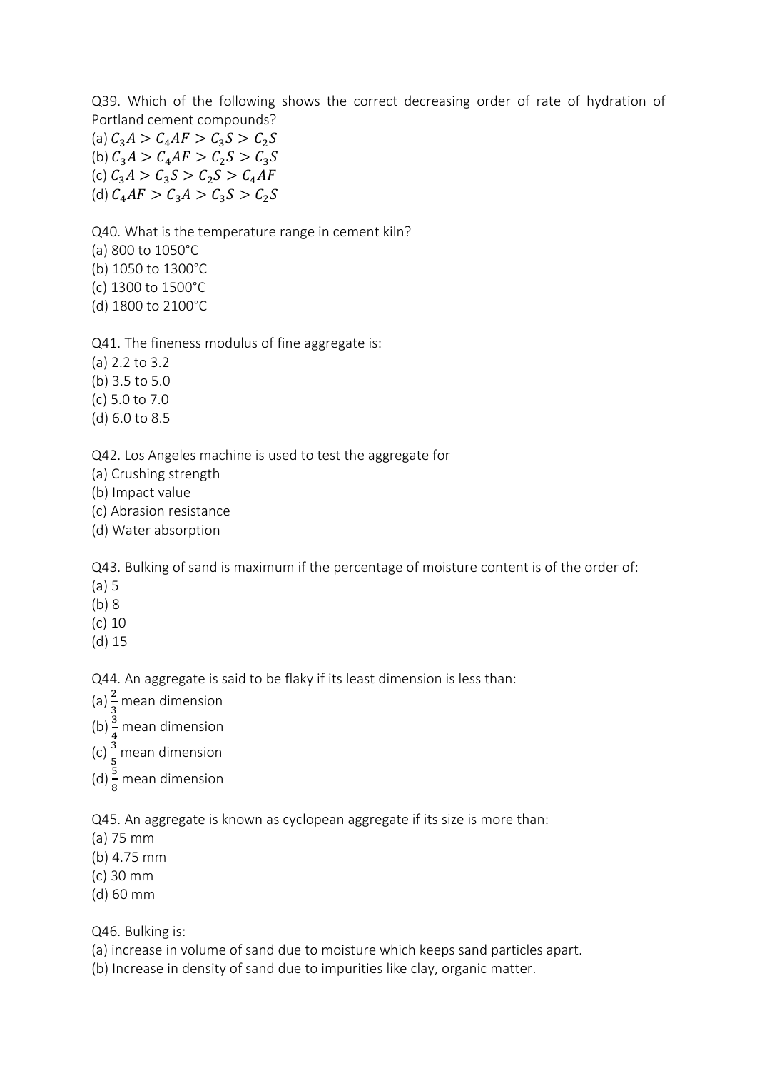Q39. Which of the following shows the correct decreasing order of rate of hydration of Portland cement compounds?

(a) $C_3A > C_4AF > C_3S > C_2S$
(b) $C_3A > C_4AF > C_2S > C_3S$
(c) $C_3A > C_3S > C_2S > C_4AF$
(d) $C_4AF > C_3A > C_3S > C_2S$

Q40. What is the temperature range in cement kiln?

(a) 800 to 1050°C
(b) 1050 to 1300°C
(c) 1300 to 1500°C
(d) 1800 to 2100°C

Q41. The fineness modulus of fine aggregate is:

(a) 2.2 to 3.2
(b) 3.5 to 5.0
(c) 5.0 to 7.0
(d) 6.0 to 8.5

Q42. Los Angeles machine is used to test the aggregate for

(a) Crushing strength
(b) Impact value
(c) Abrasion resistance
(d) Water absorption

Q43. Bulking of sand is maximum if the percentage of moisture content is of the order of:

(a) 5
(b) 8
(c) 10
(d) 15

Q44. An aggregate is said to be flaky if its least dimension is less than:

(a) $\frac{2}{3}$ mean dimension
(b) $\frac{3}{4}$ mean dimension
(c) $\frac{3}{5}$ mean dimension
(d) $\frac{5}{8}$ mean dimension

Q45. An aggregate is known as cyclopean aggregate if its size is more than:

(a) 75 mm
(b) 4.75 mm
(c) 30 mm
(d) 60 mm

Q46. Bulking is:

(a) increase in volume of sand due to moisture which keeps sand particles apart.
(b) Increase in density of sand due to impurities like clay, organic matter.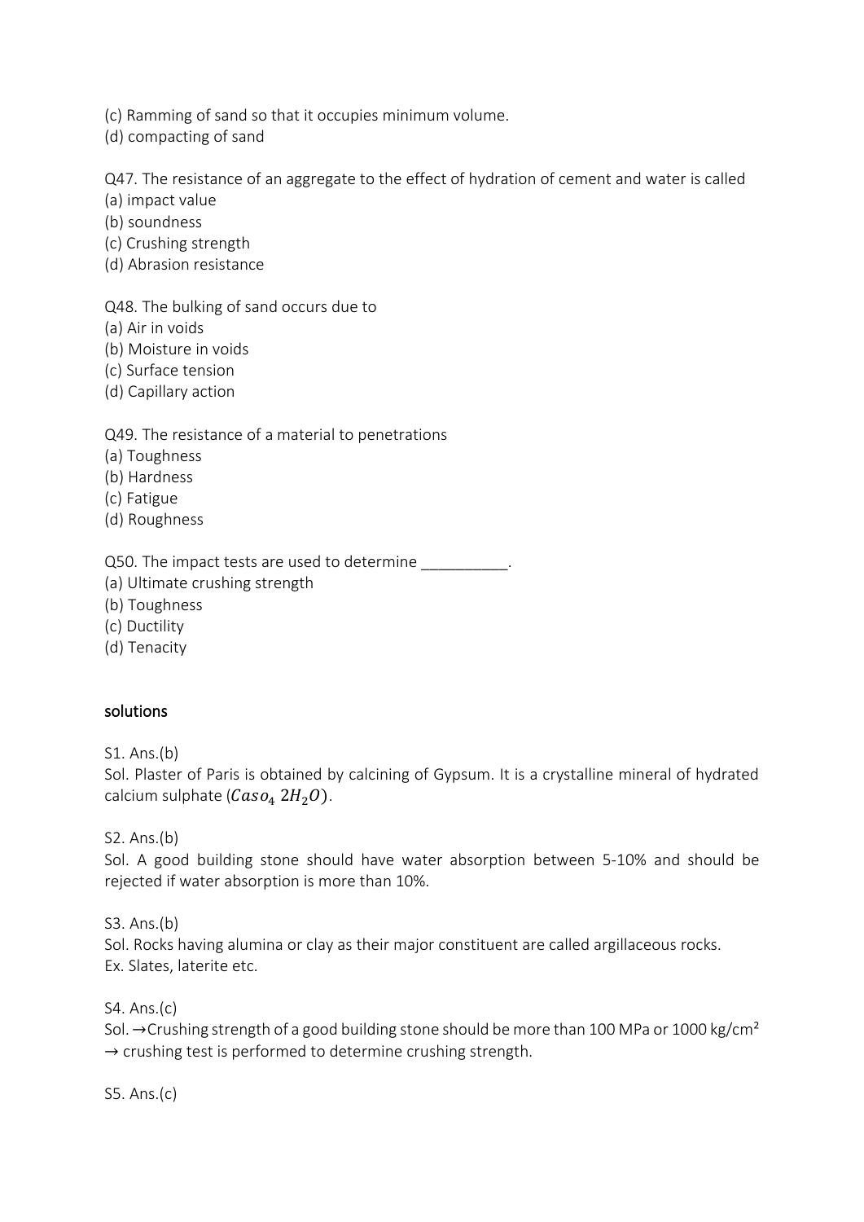(c) Ramming of sand so that it occupies minimum volume.
(d) compacting of sand

Q47. The resistance of an aggregate to the effect of hydration of cement and water is called
(a) impact value
(b) soundness
(c) Crushing strength
(d) Abrasion resistance

Q48. The bulking of sand occurs due to
(a) Air in voids
(b) Moisture in voids
(c) Surface tension
(d) Capillary action

Q49. The resistance of a material to penetrations
(a) Toughness
(b) Hardness
(c) Fatigue
(d) Roughness

Q50. The impact tests are used to determine __________.
(a) Ultimate crushing strength
(b) Toughness
(c) Ductility
(d) Tenacity

## solutions

S1. Ans.(b)
Sol. Plaster of Paris is obtained by calcining of Gypsum. It is a crystalline mineral of hydrated calcium sulphate ($Caso_4\ 2H_2O$).

S2. Ans.(b)
Sol. A good building stone should have water absorption between 5-10% and should be rejected if water absorption is more than 10%.

S3. Ans.(b)
Sol. Rocks having alumina or clay as their major constituent are called argillaceous rocks.
Ex. Slates, laterite etc.

S4. Ans.(c)
Sol. →Crushing strength of a good building stone should be more than 100 MPa or 1000 kg/cm$^2$
→ crushing test is performed to determine crushing strength.

S5. Ans.(c)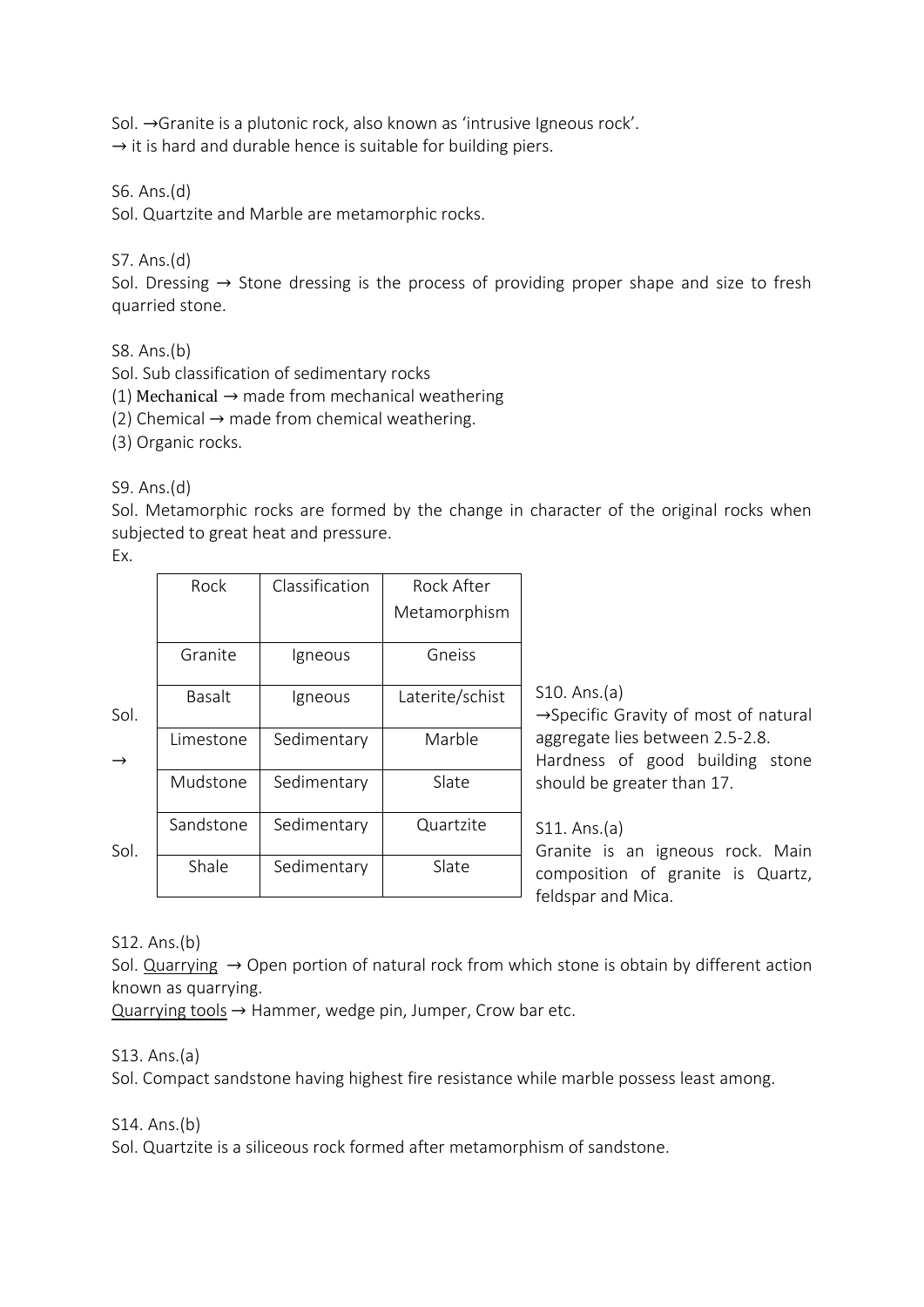Sol. →Granite is a plutonic rock, also known as 'intrusive Igneous rock'.
→ it is hard and durable hence is suitable for building piers.

S6. Ans.(d)
Sol. Quartzite and Marble are metamorphic rocks.

S7. Ans.(d)
Sol. Dressing → Stone dressing is the process of providing proper shape and size to fresh quarried stone.

S8. Ans.(b)
Sol. Sub classification of sedimentary rocks
(1) Mechanical → made from mechanical weathering
(2) Chemical → made from chemical weathering.
(3) Organic rocks.

S9. Ans.(d)
Sol. Metamorphic rocks are formed by the change in character of the original rocks when subjected to great heat and pressure.
Ex.

| Rock | Classification | Rock After Metamorphism |
|---|---|---|
| Granite | Igneous | Gneiss |
| Basalt | Igneous | Laterite/schist |
| Limestone | Sedimentary | Marble |
| Mudstone | Sedimentary | Slate |
| Sandstone | Sedimentary | Quartzite |
| Shale | Sedimentary | Slate |

S10. Ans.(a)
Sol. →Specific Gravity of most of natural aggregate lies between 2.5-2.8.
→ Hardness of good building stone should be greater than 17.

S11. Ans.(a)
Sol. Granite is an igneous rock. Main composition of granite is Quartz, feldspar and Mica.

S12. Ans.(b)
Sol. Quarrying → Open portion of natural rock from which stone is obtain by different action known as quarrying.
Quarrying tools → Hammer, wedge pin, Jumper, Crow bar etc.

S13. Ans.(a)
Sol. Compact sandstone having highest fire resistance while marble possess least among.

S14. Ans.(b)
Sol. Quartzite is a siliceous rock formed after metamorphism of sandstone.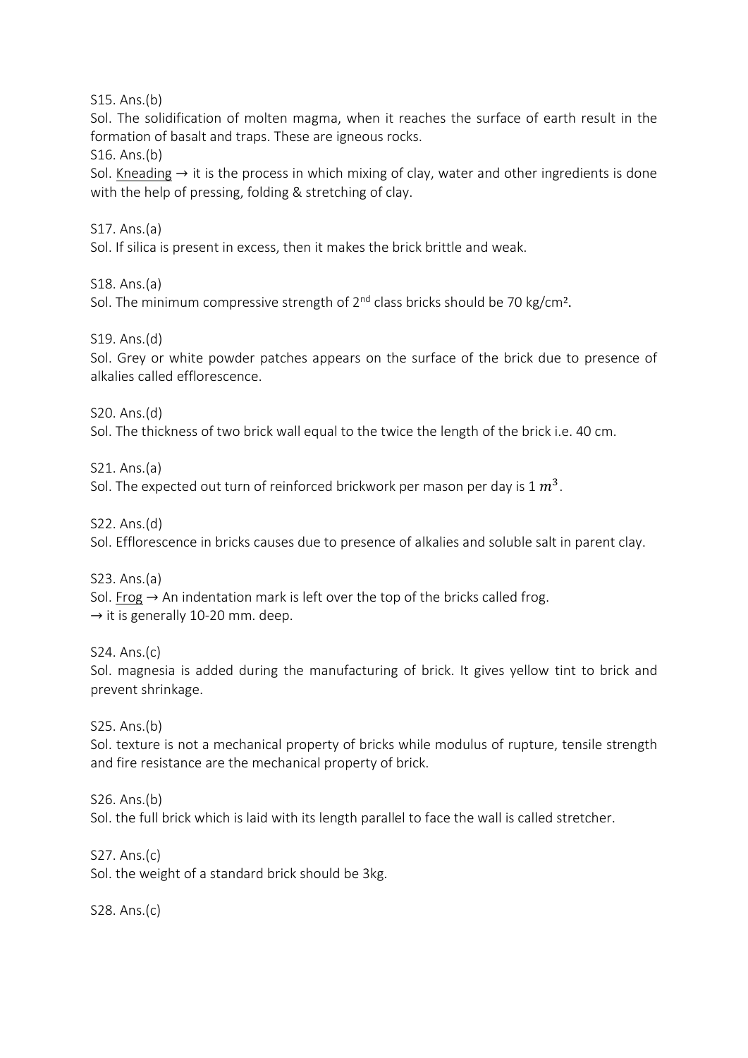S15. Ans.(b)

Sol. The solidification of molten magma, when it reaches the surface of earth result in the formation of basalt and traps. These are igneous rocks.

S16. Ans.(b)

Sol. Kneading → it is the process in which mixing of clay, water and other ingredients is done with the help of pressing, folding & stretching of clay.

S17. Ans.(a)

Sol. If silica is present in excess, then it makes the brick brittle and weak.

S18. Ans.(a)

Sol. The minimum compressive strength of 2nd class bricks should be 70 kg/cm².

S19. Ans.(d)

Sol. Grey or white powder patches appears on the surface of the brick due to presence of alkalies called efflorescence.

S20. Ans.(d)

Sol. The thickness of two brick wall equal to the twice the length of the brick i.e. 40 cm.

S21. Ans.(a)

Sol. The expected out turn of reinforced brickwork per mason per day is 1 $m^3$.

S22. Ans.(d)

Sol. Efflorescence in bricks causes due to presence of alkalies and soluble salt in parent clay.

S23. Ans.(a)

Sol. Frog → An indentation mark is left over the top of the bricks called frog.
→ it is generally 10-20 mm. deep.

S24. Ans.(c)

Sol. magnesia is added during the manufacturing of brick. It gives yellow tint to brick and prevent shrinkage.

S25. Ans.(b)

Sol. texture is not a mechanical property of bricks while modulus of rupture, tensile strength and fire resistance are the mechanical property of brick.

S26. Ans.(b)

Sol. the full brick which is laid with its length parallel to face the wall is called stretcher.

S27. Ans.(c)

Sol. the weight of a standard brick should be 3kg.

S28. Ans.(c)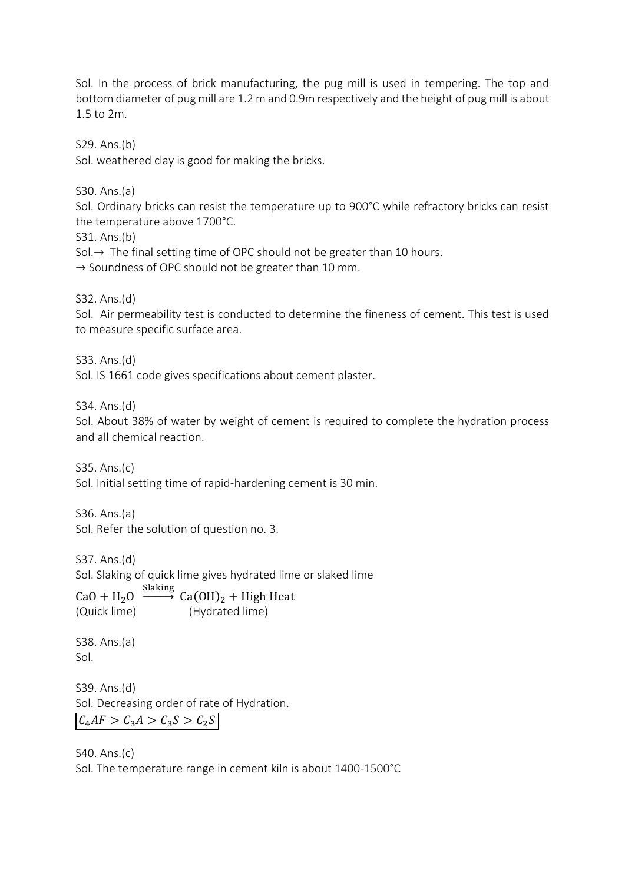Sol. In the process of brick manufacturing, the pug mill is used in tempering. The top and bottom diameter of pug mill are 1.2 m and 0.9m respectively and the height of pug mill is about 1.5 to 2m.

S29. Ans.(b)
Sol. weathered clay is good for making the bricks.

S30. Ans.(a)
Sol. Ordinary bricks can resist the temperature up to 900°C while refractory bricks can resist the temperature above 1700°C.

S31. Ans.(b)
Sol.→ The final setting time of OPC should not be greater than 10 hours.
→ Soundness of OPC should not be greater than 10 mm.

S32. Ans.(d)
Sol. Air permeability test is conducted to determine the fineness of cement. This test is used to measure specific surface area.

S33. Ans.(d)
Sol. IS 1661 code gives specifications about cement plaster.

S34. Ans.(d)
Sol. About 38% of water by weight of cement is required to complete the hydration process and all chemical reaction.

S35. Ans.(c)
Sol. Initial setting time of rapid-hardening cement is 30 min.

S36. Ans.(a)
Sol. Refer the solution of question no. 3.

S37. Ans.(d)
Sol. Slaking of quick lime gives hydrated lime or slaked lime

$$\underset{\text{(Quick lime)}}{CaO + H_2O} \xrightarrow{\text{Slaking}} \underset{\text{(Hydrated lime)}}{Ca(OH)_2} + \text{High Heat}$$

S38. Ans.(a)
Sol.

S39. Ans.(d)
Sol. Decreasing order of rate of Hydration.

$$\boxed{C_4AF > C_3A > C_3S > C_2S}$$

S40. Ans.(c)
Sol. The temperature range in cement kiln is about 1400-1500°C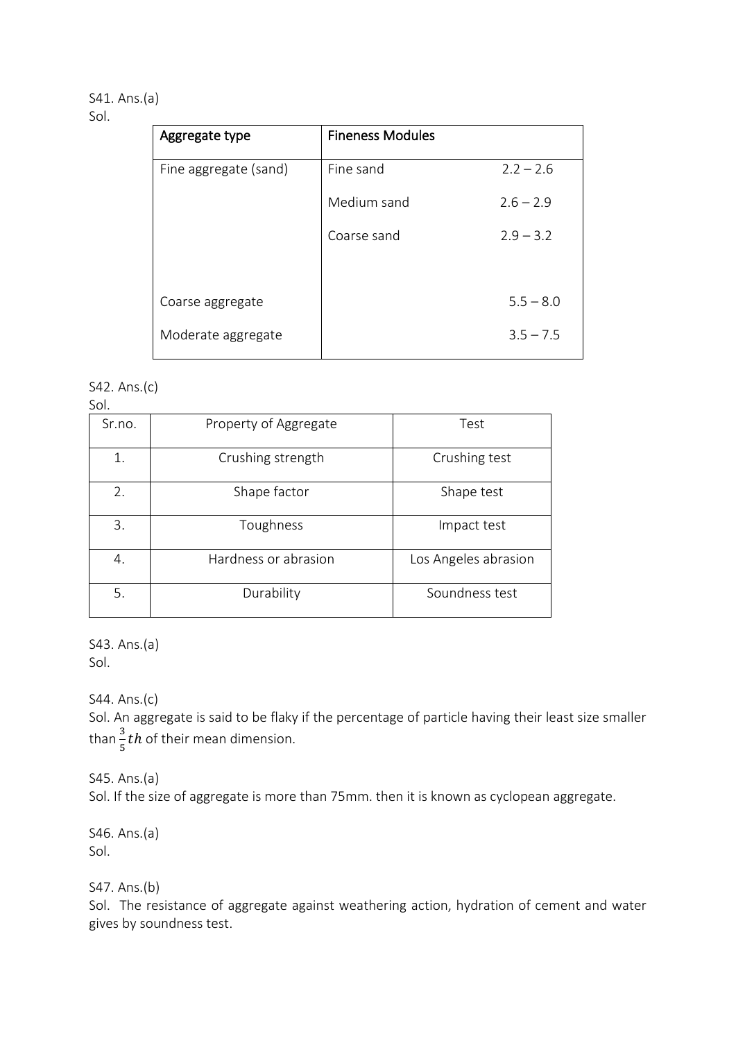S41. Ans.(a)

Sol.

| Aggregate type | Fineness Modules | |
|---|---|---|
| Fine aggregate (sand) | Fine sand | 2.2 – 2.6 |
| | Medium sand | 2.6 – 2.9 |
| | Coarse sand | 2.9 – 3.2 |
| Coarse aggregate | | 5.5 – 8.0 |
| Moderate aggregate | | 3.5 – 7.5 |

S42. Ans.(c)

Sol.

| Sr.no. | Property of Aggregate | Test |
|---|---|---|
| 1. | Crushing strength | Crushing test |
| 2. | Shape factor | Shape test |
| 3. | Toughness | Impact test |
| 4. | Hardness or abrasion | Los Angeles abrasion |
| 5. | Durability | Soundness test |

S43. Ans.(a)

Sol.

S44. Ans.(c)

Sol. An aggregate is said to be flaky if the percentage of particle having their least size smaller than $\frac{3}{5}th$ of their mean dimension.

S45. Ans.(a)

Sol. If the size of aggregate is more than 75mm. then it is known as cyclopean aggregate.

S46. Ans.(a)

Sol.

S47. Ans.(b)

Sol. The resistance of aggregate against weathering action, hydration of cement and water gives by soundness test.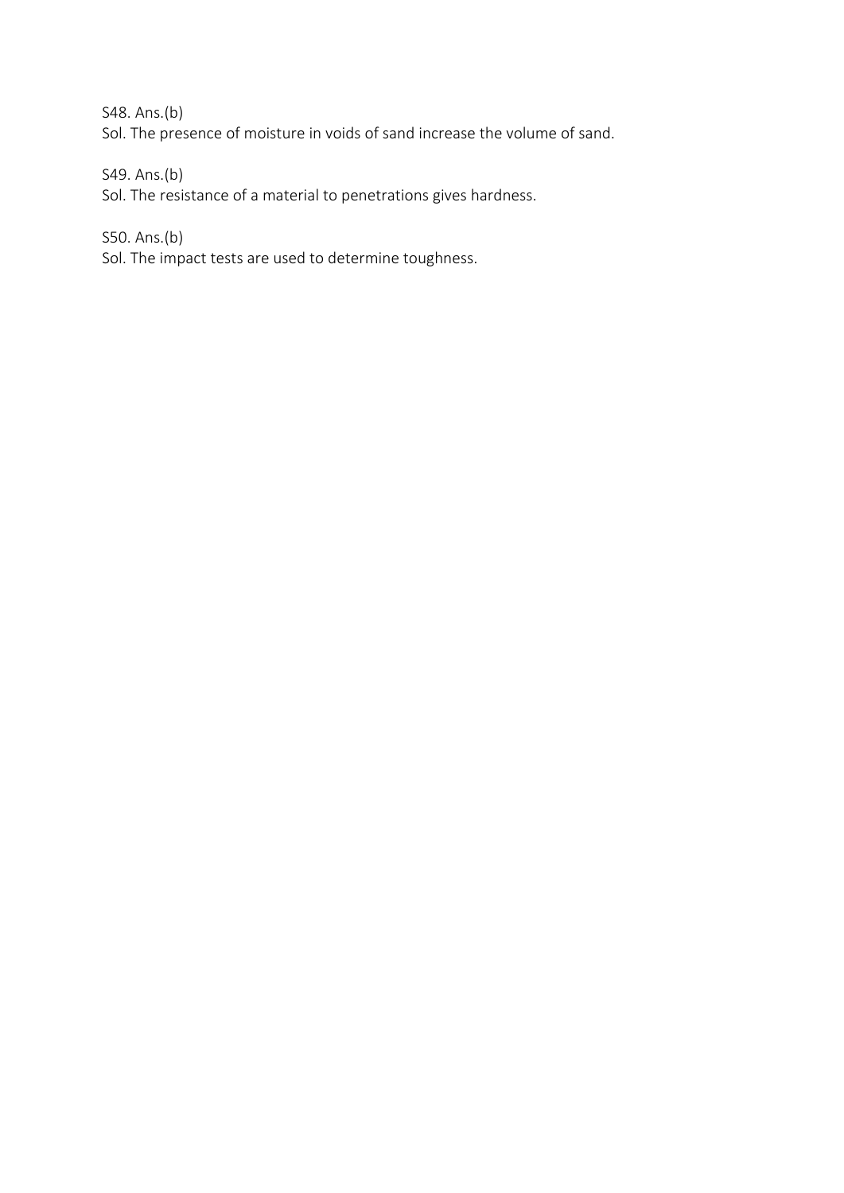S48. Ans.(b)
Sol. The presence of moisture in voids of sand increase the volume of sand.

S49. Ans.(b)
Sol. The resistance of a material to penetrations gives hardness.

S50. Ans.(b)
Sol. The impact tests are used to determine toughness.